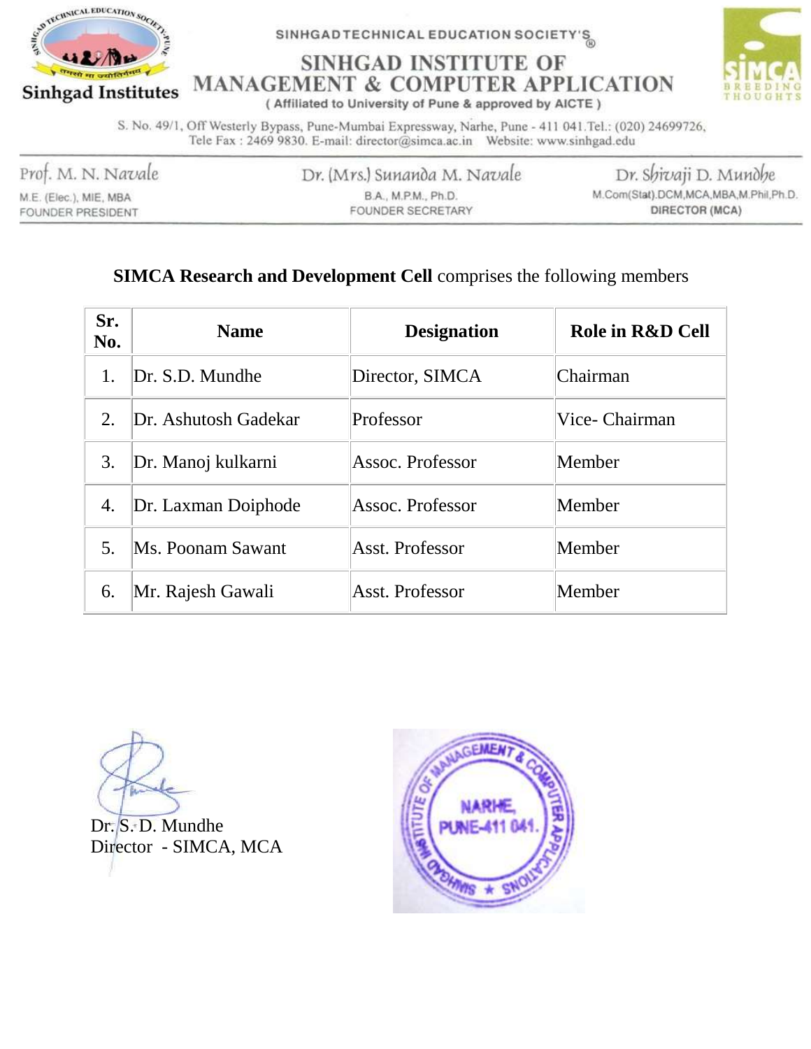SINHGAD TECHNICAL EDUCATION SOCIETY'S

# SINHGAD INSTITUTE OF MANAGEMENT & COMPUTER APPLICATION

( Affiliated to University of Pune & approved by AICTE )

S. No. 49/1, Off Westerly Bypass, Pune-Mumbai Expressway, Narhe, Pune - 411 041.Tel.: (020) 24699726, Tele Fax : 2469 9830. E-mail: director@simca.ac.in Website: www.sinhgad.edu

Prof. M. N. Navale
M.E. (Elec.), MIE, MBA
FOUNDER PRESIDENT

Dr. (Mrs.) Sunanda M. Navale
B.A., M.P.M., Ph.D.
FOUNDER SECRETARY

Dr. Shivaji D. Mundhe
M.Com(Stat).DCM,MCA,MBA,M.Phil,Ph.D.
DIRECTOR (MCA)

**SIMCA Research and Development Cell** comprises the following members

| Sr. No. | Name | Designation | Role in R&D Cell |
|---|---|---|---|
| 1. | Dr. S.D. Mundhe | Director, SIMCA | Chairman |
| 2. | Dr. Ashutosh Gadekar | Professor | Vice- Chairman |
| 3. | Dr. Manoj kulkarni | Assoc. Professor | Member |
| 4. | Dr. Laxman Doiphode | Assoc. Professor | Member |
| 5. | Ms. Poonam Sawant | Asst. Professor | Member |
| 6. | Mr. Rajesh Gawali | Asst. Professor | Member |

Dr. S. D. Mundhe
Director - SIMCA, MCA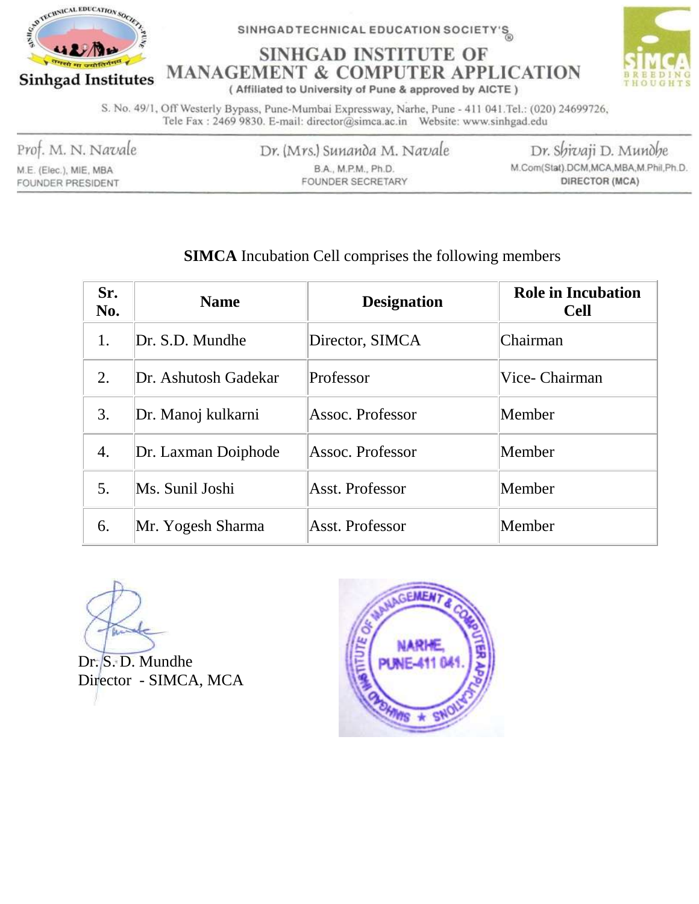SINHGAD TECHNICAL EDUCATION SOCIETY'S

# SINHGAD INSTITUTE OF MANAGEMENT & COMPUTER APPLICATION

( Affiliated to University of Pune & approved by AICTE )

S. No. 49/1, Off Westerly Bypass, Pune-Mumbai Expressway, Narhe, Pune - 411 041.Tel.: (020) 24699726, Tele Fax : 2469 9830. E-mail: director@simca.ac.in Website: www.sinhgad.edu

Prof. M. N. Navale
M.E. (Elec.), MIE, MBA
FOUNDER PRESIDENT

Dr. (Mrs.) Sunanda M. Navale
B.A., M.P.M., Ph.D.
FOUNDER SECRETARY

Dr. Shivaji D. Mundhe
M.Com(Stat).DCM,MCA,MBA,M.Phil,Ph.D.
DIRECTOR (MCA)

**SIMCA** Incubation Cell comprises the following members

| Sr. No. | Name | Designation | Role in Incubation Cell |
|---|---|---|---|
| 1. | Dr. S.D. Mundhe | Director, SIMCA | Chairman |
| 2. | Dr. Ashutosh Gadekar | Professor | Vice- Chairman |
| 3. | Dr. Manoj kulkarni | Assoc. Professor | Member |
| 4. | Dr. Laxman Doiphode | Assoc. Professor | Member |
| 5. | Ms. Sunil Joshi | Asst. Professor | Member |
| 6. | Mr. Yogesh Sharma | Asst. Professor | Member |

Dr. S. D. Mundhe
Director - SIMCA, MCA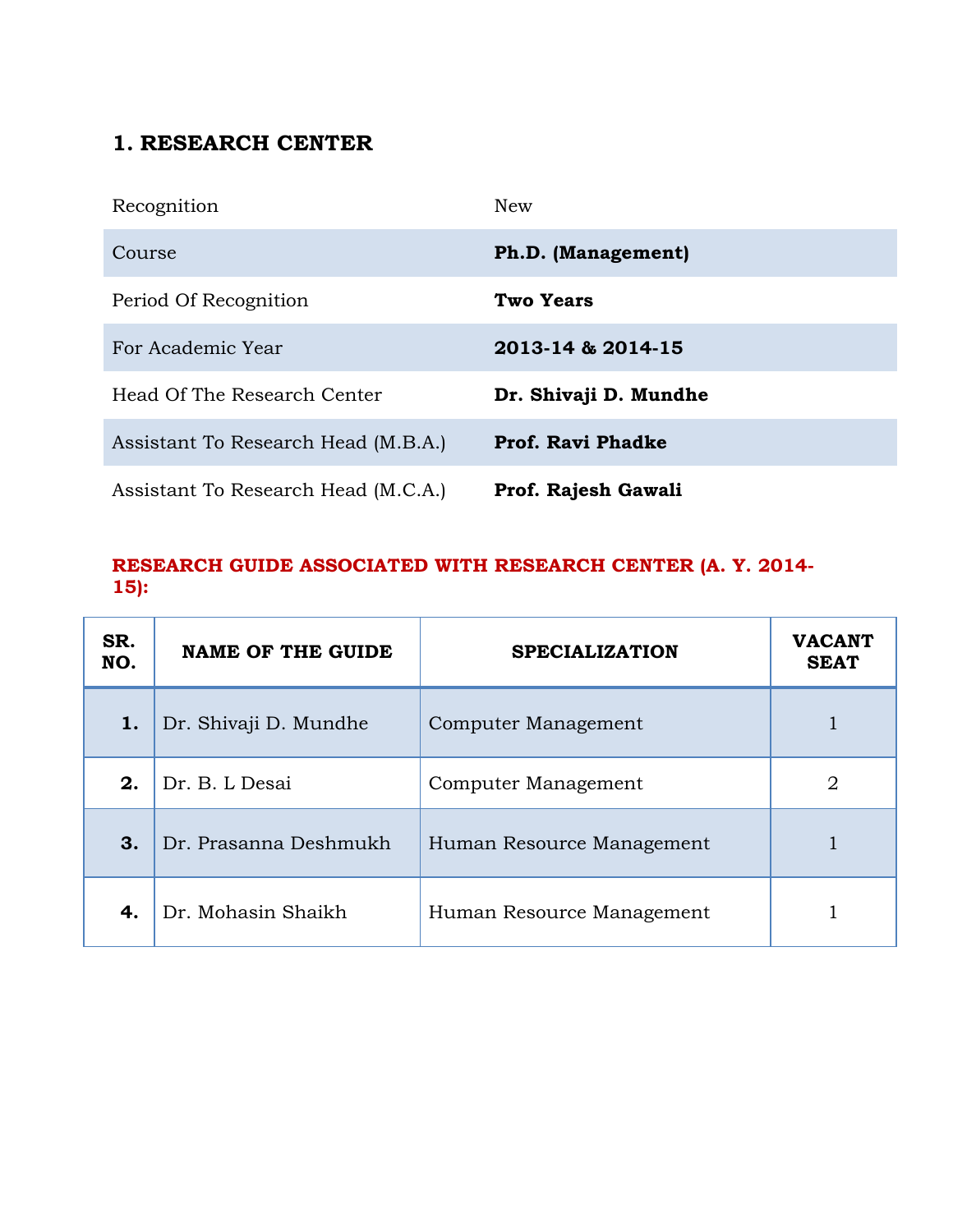## 1. RESEARCH CENTER

| | |
|---|---|
| Recognition | New |
| Course | **Ph.D. (Management)** |
| Period Of Recognition | **Two Years** |
| For Academic Year | **2013-14 & 2014-15** |
| Head Of The Research Center | **Dr. Shivaji D. Mundhe** |
| Assistant To Research Head (M.B.A.) | **Prof. Ravi Phadke** |
| Assistant To Research Head (M.C.A.) | **Prof. Rajesh Gawali** |

**RESEARCH GUIDE ASSOCIATED WITH RESEARCH CENTER (A. Y. 2014-15):**

| SR. NO. | NAME OF THE GUIDE | SPECIALIZATION | VACANT SEAT |
|---|---|---|---|
| **1.** | Dr. Shivaji D. Mundhe | Computer Management | 1 |
| **2.** | Dr. B. L Desai | Computer Management | 2 |
| **3.** | Dr. Prasanna Deshmukh | Human Resource Management | 1 |
| **4.** | Dr. Mohasin Shaikh | Human Resource Management | 1 |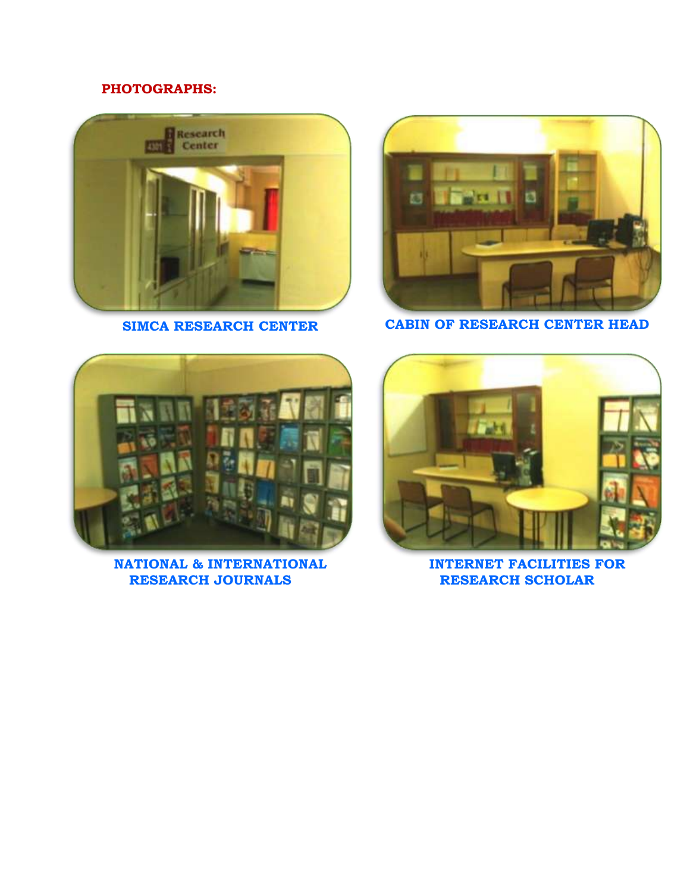**PHOTOGRAPHS:**

**SIMCA RESEARCH CENTER**

**CABIN OF RESEARCH CENTER HEAD**

**NATIONAL & INTERNATIONAL RESEARCH JOURNALS**

**INTERNET FACILITIES FOR RESEARCH SCHOLAR**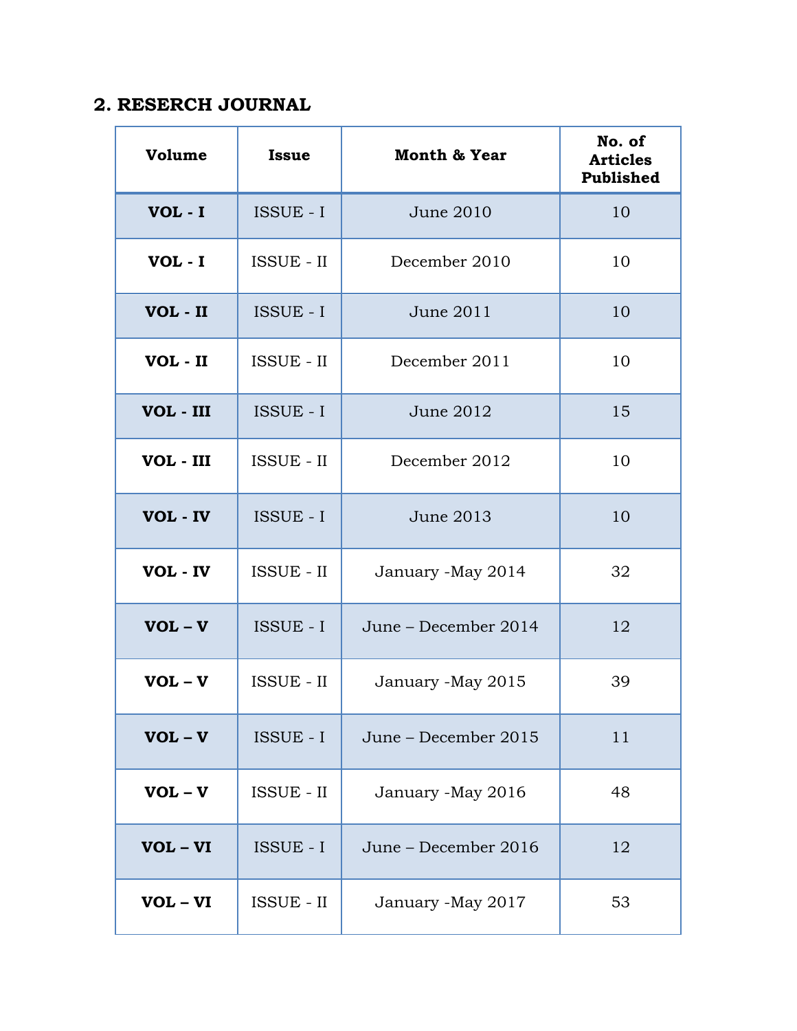## 2. RESERCH JOURNAL

| Volume | Issue | Month & Year | No. of Articles Published |
|---|---|---|---|
| **VOL - I** | ISSUE - I | June 2010 | 10 |
| **VOL - I** | ISSUE - II | December 2010 | 10 |
| **VOL - II** | ISSUE - I | June 2011 | 10 |
| **VOL - II** | ISSUE - II | December 2011 | 10 |
| **VOL - III** | ISSUE - I | June 2012 | 15 |
| **VOL - III** | ISSUE - II | December 2012 | 10 |
| **VOL - IV** | ISSUE - I | June 2013 | 10 |
| **VOL - IV** | ISSUE - II | January -May 2014 | 32 |
| **VOL – V** | ISSUE - I | June – December 2014 | 12 |
| **VOL – V** | ISSUE - II | January -May 2015 | 39 |
| **VOL – V** | ISSUE - I | June – December 2015 | 11 |
| **VOL – V** | ISSUE - II | January -May 2016 | 48 |
| **VOL – VI** | ISSUE - I | June – December 2016 | 12 |
| **VOL – VI** | ISSUE - II | January -May 2017 | 53 |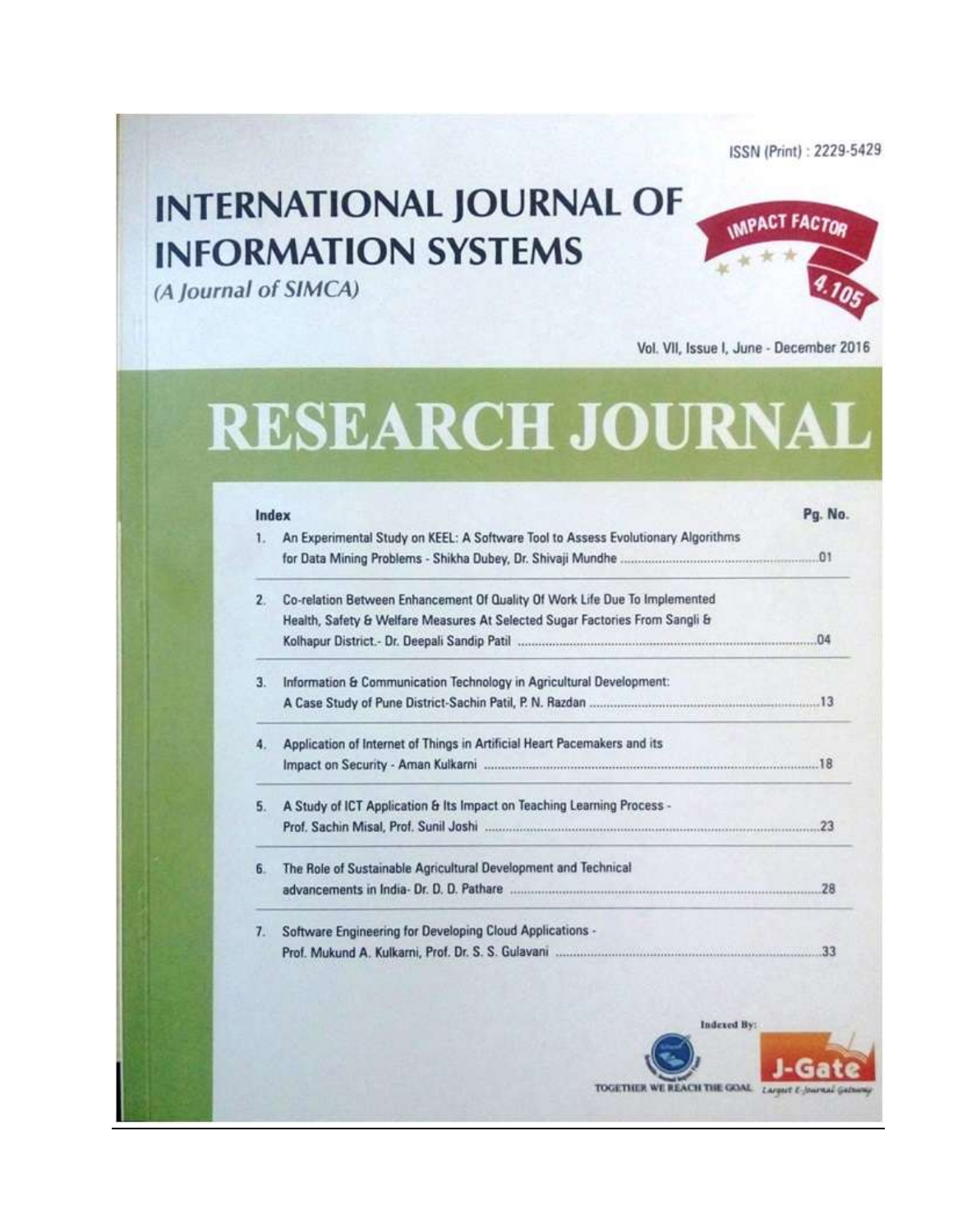ISSN (Print) : 2229-5429

# INTERNATIONAL JOURNAL OF INFORMATION SYSTEMS

*(A Journal of SIMCA)*

IMPACT FACTOR 4.105

Vol. VII, Issue I, June - December 2016

# RESEARCH JOURNAL

| Index | Pg. No. |
|---|---|
| 1. An Experimental Study on KEEL: A Software Tool to Assess Evolutionary Algorithms for Data Mining Problems - Shikha Dubey, Dr. Shivaji Mundhe | 01 |
| 2. Co-relation Between Enhancement Of Quality Of Work Life Due To Implemented Health, Safety & Welfare Measures At Selected Sugar Factories From Sangli & Kolhapur District.- Dr. Deepali Sandip Patil | 04 |
| 3. Information & Communication Technology in Agricultural Development: A Case Study of Pune District-Sachin Patil, P. N. Razdan | 13 |
| 4. Application of Internet of Things in Artificial Heart Pacemakers and its Impact on Security - Aman Kulkarni | 18 |
| 5. A Study of ICT Application & Its Impact on Teaching Learning Process - Prof. Sachin Misal, Prof. Sunil Joshi | 23 |
| 6. The Role of Sustainable Agricultural Development and Technical advancements in India- Dr. D. D. Pathare | 28 |
| 7. Software Engineering for Developing Cloud Applications - Prof. Mukund A. Kulkarni, Prof. Dr. S. S. Gulavani | 33 |

Indexed By:

TOGETHER WE REACH THE GOAL

J-Gate Largest E-Journal Gateway